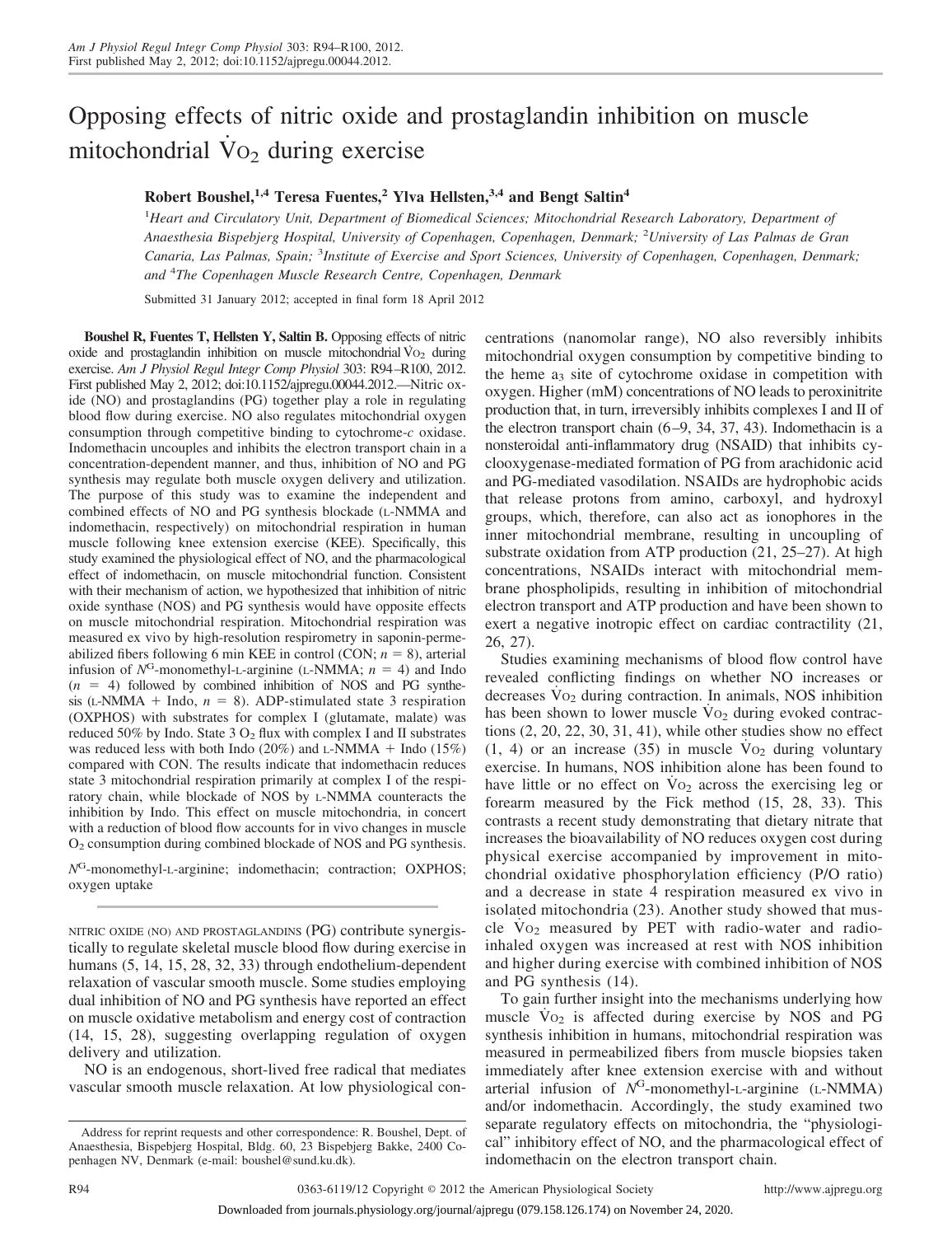# Opposing effects of nitric oxide and prostaglandin inhibition on muscle mitochondrial $\dot{V}O_2$ during exercise

**Robert Boushel,[1,4] Teresa Fuentes,[2] Ylva Hellsten,[3,4] and Bengt Saltin[4]**

[1]Heart and Circulatory Unit, Department of Biomedical Sciences; Mitochondrial Research Laboratory, Department of Anaesthesia Bispebjerg Hospital, University of Copenhagen, Copenhagen, Denmark; [2]University of Las Palmas de Gran Canaria, Las Palmas, Spain; [3]Institute of Exercise and Sport Sciences, University of Copenhagen, Copenhagen, Denmark; and [4]The Copenhagen Muscle Research Centre, Copenhagen, Denmark

Submitted 31 January 2012; accepted in final form 18 April 2012

**Boushel R, Fuentes T, Hellsten Y, Saltin B.** Opposing effects of nitric oxide and prostaglandin inhibition on muscle mitochondrial $\dot{V}O_2$ during exercise. *Am J Physiol Regul Integr Comp Physiol* 303: R94–R100, 2012. First published May 2, 2012; doi:10.1152/ajpregu.00044.2012.—Nitric oxide (NO) and prostaglandins (PG) together play a role in regulating blood flow during exercise. NO also regulates mitochondrial oxygen consumption through competitive binding to cytochrome-*c* oxidase. Indomethacin uncouples and inhibits the electron transport chain in a concentration-dependent manner, and thus, inhibition of NO and PG synthesis may regulate both muscle oxygen delivery and utilization. The purpose of this study was to examine the independent and combined effects of NO and PG synthesis blockade (L-NMMA and indomethacin, respectively) on mitochondrial respiration in human muscle following knee extension exercise (KEE). Specifically, this study examined the physiological effect of NO, and the pharmacological effect of indomethacin, on muscle mitochondrial function. Consistent with their mechanism of action, we hypothesized that inhibition of nitric oxide synthase (NOS) and PG synthesis would have opposite effects on muscle mitochondrial respiration. Mitochondrial respiration was measured ex vivo by high-resolution respirometry in saponin-permeabilized fibers following 6 min KEE in control (CON; $n = 8$), arterial infusion of $N^G$-monomethyl-L-arginine (L-NMMA; $n = 4$) and Indo ($n = 4$) followed by combined inhibition of NOS and PG synthesis (L-NMMA + Indo, $n = 8$). ADP-stimulated state 3 respiration (OXPHOS) with substrates for complex I (glutamate, malate) was reduced 50% by Indo. State 3 $O_2$ flux with complex I and II substrates was reduced less with both Indo (20%) and L-NMMA + Indo (15%) compared with CON. The results indicate that indomethacin reduces state 3 mitochondrial respiration primarily at complex I of the respiratory chain, while blockade of NOS by L-NMMA counteracts the inhibition by Indo. This effect on muscle mitochondria, in concert with a reduction of blood flow accounts for in vivo changes in muscle $O_2$ consumption during combined blockade of NOS and PG synthesis.

$N^G$-monomethyl-L-arginine; indomethacin; contraction; OXPHOS; oxygen uptake

NITRIC OXIDE (NO) AND PROSTAGLANDINS (PG) contribute synergistically to regulate skeletal muscle blood flow during exercise in humans (5, 14, 15, 28, 32, 33) through endothelium-dependent relaxation of vascular smooth muscle. Some studies employing dual inhibition of NO and PG synthesis have reported an effect on muscle oxidative metabolism and energy cost of contraction (14, 15, 28), suggesting overlapping regulation of oxygen delivery and utilization.

NO is an endogenous, short-lived free radical that mediates vascular smooth muscle relaxation. At low physiological concentrations (nanomolar range), NO also reversibly inhibits mitochondrial oxygen consumption by competitive binding to the heme $a_3$ site of cytochrome oxidase in competition with oxygen. Higher (mM) concentrations of NO leads to peroxinitrite production that, in turn, irreversibly inhibits complexes I and II of the electron transport chain (6–9, 34, 37, 43). Indomethacin is a nonsteroidal anti-inflammatory drug (NSAID) that inhibits cyclooxygenase-mediated formation of PG from arachidonic acid and PG-mediated vasodilation. NSAIDs are hydrophobic acids that release protons from amino, carboxyl, and hydroxyl groups, which, therefore, can also act as ionophores in the inner mitochondrial membrane, resulting in uncoupling of substrate oxidation from ATP production (21, 25–27). At high concentrations, NSAIDs interact with mitochondrial membrane phospholipids, resulting in inhibition of mitochondrial electron transport and ATP production and have been shown to exert a negative inotropic effect on cardiac contractility (21, 26, 27).

Studies examining mechanisms of blood flow control have revealed conflicting findings on whether NO increases or decreases $\dot{V}O_2$ during contraction. In animals, NOS inhibition has been shown to lower muscle $\dot{V}O_2$ during evoked contractions (2, 20, 22, 30, 31, 41), while other studies show no effect (1, 4) or an increase (35) in muscle $\dot{V}O_2$ during voluntary exercise. In humans, NOS inhibition alone has been found to have little or no effect on $\dot{V}O_2$ across the exercising leg or forearm measured by the Fick method (15, 28, 33). This contrasts a recent study demonstrating that dietary nitrate that increases the bioavailability of NO reduces oxygen cost during physical exercise accompanied by improvement in mitochondrial oxidative phosphorylation efficiency (P/O ratio) and a decrease in state 4 respiration measured ex vivo in isolated mitochondria (23). Another study showed that muscle $\dot{V}O_2$ measured by PET with radio-water and radio-inhaled oxygen was increased at rest with NOS inhibition and higher during exercise with combined inhibition of NOS and PG synthesis (14).

To gain further insight into the mechanisms underlying how muscle $\dot{V}O_2$ is affected during exercise by NOS and PG synthesis inhibition in humans, mitochondrial respiration was measured in permeabilized fibers from muscle biopsies taken immediately after knee extension exercise with and without arterial infusion of $N^G$-monomethyl-L-arginine (L-NMMA) and/or indomethacin. Accordingly, the study examined two separate regulatory effects on mitochondria, the "physiological" inhibitory effect of NO, and the pharmacological effect of indomethacin on the electron transport chain.

Address for reprint requests and other correspondence: R. Boushel, Dept. of Anaesthesia, Bispebjerg Hospital, Bldg. 60, 23 Bispebjerg Bakke, 2400 Copenhagen NV, Denmark (e-mail: boushel@sund.ku.dk).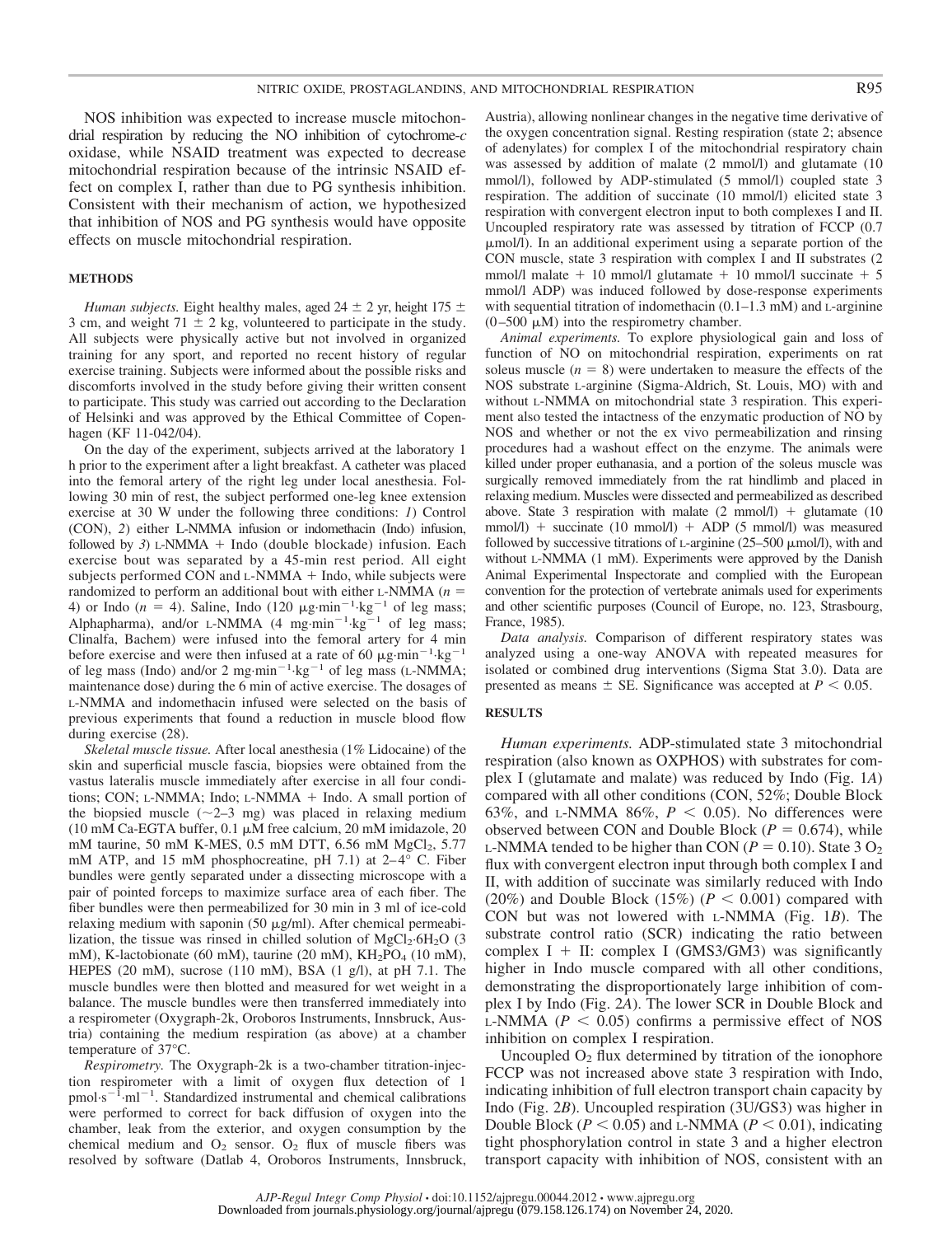NOS inhibition was expected to increase muscle mitochondrial respiration by reducing the NO inhibition of cytochrome-*c* oxidase, while NSAID treatment was expected to decrease mitochondrial respiration because of the intrinsic NSAID effect on complex I, rather than due to PG synthesis inhibition. Consistent with their mechanism of action, we hypothesized that inhibition of NOS and PG synthesis would have opposite effects on muscle mitochondrial respiration.

## METHODS

*Human subjects.* Eight healthy males, aged 24 ± 2 yr, height 175 ± 3 cm, and weight 71 ± 2 kg, volunteered to participate in the study. All subjects were physically active but not involved in organized training for any sport, and reported no recent history of regular exercise training. Subjects were informed about the possible risks and discomforts involved in the study before giving their written consent to participate. This study was carried out according to the Declaration of Helsinki and was approved by the Ethical Committee of Copenhagen (KF 11-042/04).

On the day of the experiment, subjects arrived at the laboratory 1 h prior to the experiment after a light breakfast. A catheter was placed into the femoral artery of the right leg under local anesthesia. Following 30 min of rest, the subject performed one-leg knee extension exercise at 30 W under the following three conditions: *1*) Control (CON), *2*) either L-NMMA infusion or indomethacin (Indo) infusion, followed by *3*) L-NMMA + Indo (double blockade) infusion. Each exercise bout was separated by a 45-min rest period. All eight subjects performed CON and L-NMMA + Indo, while subjects were randomized to perform an additional bout with either L-NMMA ($n$ = 4) or Indo ($n$ = 4). Saline, Indo (120 $\mu g \cdot min^{-1} \cdot kg^{-1}$ of leg mass; Alphapharma), and/or L-NMMA (4 $mg \cdot min^{-1} \cdot kg^{-1}$ of leg mass; Clinalfa, Bachem) were infused into the femoral artery for 4 min before exercise and were then infused at a rate of 60 $\mu g \cdot min^{-1} \cdot kg^{-1}$ of leg mass (Indo) and/or 2 $mg \cdot min^{-1} \cdot kg^{-1}$ of leg mass (L-NMMA; maintenance dose) during the 6 min of active exercise. The dosages of L-NMMA and indomethacin infused were selected on the basis of previous experiments that found a reduction in muscle blood flow during exercise (28).

*Skeletal muscle tissue.* After local anesthesia (1% Lidocaine) of the skin and superficial muscle fascia, biopsies were obtained from the vastus lateralis muscle immediately after exercise in all four conditions; CON; L-NMMA; Indo; L-NMMA + Indo. A small portion of the biopsied muscle (~2–3 mg) was placed in relaxing medium (10 mM Ca-EGTA buffer, 0.1 μM free calcium, 20 mM imidazole, 20 mM taurine, 50 mM K-MES, 0.5 mM DTT, 6.56 mM $MgCl_2$, 5.77 mM ATP, and 15 mM phosphocreatine, pH 7.1) at 2–4° C. Fiber bundles were gently separated under a dissecting microscope with a pair of pointed forceps to maximize surface area of each fiber. The fiber bundles were then permeabilized for 30 min in 3 ml of ice-cold relaxing medium with saponin (50 μg/ml). After chemical permeabilization, the tissue was rinsed in chilled solution of $MgCl_2 \cdot 6H_2O$ (3 mM), K-lactobionate (60 mM), taurine (20 mM), $KH_2PO_4$ (10 mM), HEPES (20 mM), sucrose (110 mM), BSA (1 g/l), at pH 7.1. The muscle bundles were then blotted and measured for wet weight in a balance. The muscle bundles were then transferred immediately into a respirometer (Oxygraph-2k, Oroboros Instruments, Innsbruck, Austria) containing the medium respiration (as above) at a chamber temperature of 37°C.

*Respirometry.* The Oxygraph-2k is a two-chamber titration-injection respirometer with a limit of oxygen flux detection of 1 $pmol \cdot s^{-1} \cdot ml^{-1}$. Standardized instrumental and chemical calibrations were performed to correct for back diffusion of oxygen into the chamber, leak from the exterior, and oxygen consumption by the chemical medium and $O_2$ sensor. $O_2$ flux of muscle fibers was resolved by software (Datlab 4, Oroboros Instruments, Innsbruck, Austria), allowing nonlinear changes in the negative time derivative of the oxygen concentration signal. Resting respiration (state 2; absence of adenylates) for complex I of the mitochondrial respiratory chain was assessed by addition of malate (2 mmol/l) and glutamate (10 mmol/l), followed by ADP-stimulated (5 mmol/l) coupled state 3 respiration. The addition of succinate (10 mmol/l) elicited state 3 respiration with convergent electron input to both complexes I and II. Uncoupled respiratory rate was assessed by titration of FCCP (0.7 μmol/l). In an additional experiment using a separate portion of the CON muscle, state 3 respiration with complex I and II substrates (2 mmol/l malate + 10 mmol/l glutamate + 10 mmol/l succinate + 5 mmol/l ADP) was induced followed by dose-response experiments with sequential titration of indomethacin (0.1–1.3 mM) and L-arginine (0–500 μM) into the respirometry chamber.

*Animal experiments.* To explore physiological gain and loss of function of NO on mitochondrial respiration, experiments on rat soleus muscle ($n$ = 8) were undertaken to measure the effects of the NOS substrate L-arginine (Sigma-Aldrich, St. Louis, MO) with and without L-NMMA on mitochondrial state 3 respiration. This experiment also tested the intactness of the enzymatic production of NO by NOS and whether or not the ex vivo permeabilization and rinsing procedures had a washout effect on the enzyme. The animals were killed under proper euthanasia, and a portion of the soleus muscle was surgically removed immediately from the rat hindlimb and placed in relaxing medium. Muscles were dissected and permeabilized as described above. State 3 respiration with malate (2 mmol/l) + glutamate (10 mmol/l) + succinate (10 mmol/l) + ADP (5 mmol/l) was measured followed by successive titrations of L-arginine (25–500 μmol/l), with and without L-NMMA (1 mM). Experiments were approved by the Danish Animal Experimental Inspectorate and complied with the European convention for the protection of vertebrate animals used for experiments and other scientific purposes (Council of Europe, no. 123, Strasbourg, France, 1985).

*Data analysis.* Comparison of different respiratory states was analyzed using a one-way ANOVA with repeated measures for isolated or combined drug interventions (Sigma Stat 3.0). Data are presented as means ± SE. Significance was accepted at $P < 0.05$.

## RESULTS

*Human experiments.* ADP-stimulated state 3 mitochondrial respiration (also known as OXPHOS) with substrates for complex I (glutamate and malate) was reduced by Indo (Fig. 1*A*) compared with all other conditions (CON, 52%; Double Block 63%, and L-NMMA 86%, $P < 0.05$). No differences were observed between CON and Double Block ($P = 0.674$), while L-NMMA tended to be higher than CON ($P = 0.10$). State 3 $O_2$ flux with convergent electron input through both complex I and II, with addition of succinate was similarly reduced with Indo (20%) and Double Block (15%) ($P < 0.001$) compared with CON but was not lowered with L-NMMA (Fig. 1*B*). The substrate control ratio (SCR) indicating the ratio between complex I + II: complex I (GMS3/GM3) was significantly higher in Indo muscle compared with all other conditions, demonstrating the disproportionately large inhibition of complex I by Indo (Fig. 2*A*). The lower SCR in Double Block and L-NMMA ($P < 0.05$) confirms a permissive effect of NOS inhibition on complex I respiration.

Uncoupled $O_2$ flux determined by titration of the ionophore FCCP was not increased above state 3 respiration with Indo, indicating inhibition of full electron transport chain capacity by Indo (Fig. 2*B*). Uncoupled respiration (3U/GS3) was higher in Double Block ($P < 0.05$) and L-NMMA ($P < 0.01$), indicating tight phosphorylation control in state 3 and a higher electron transport capacity with inhibition of NOS, consistent with an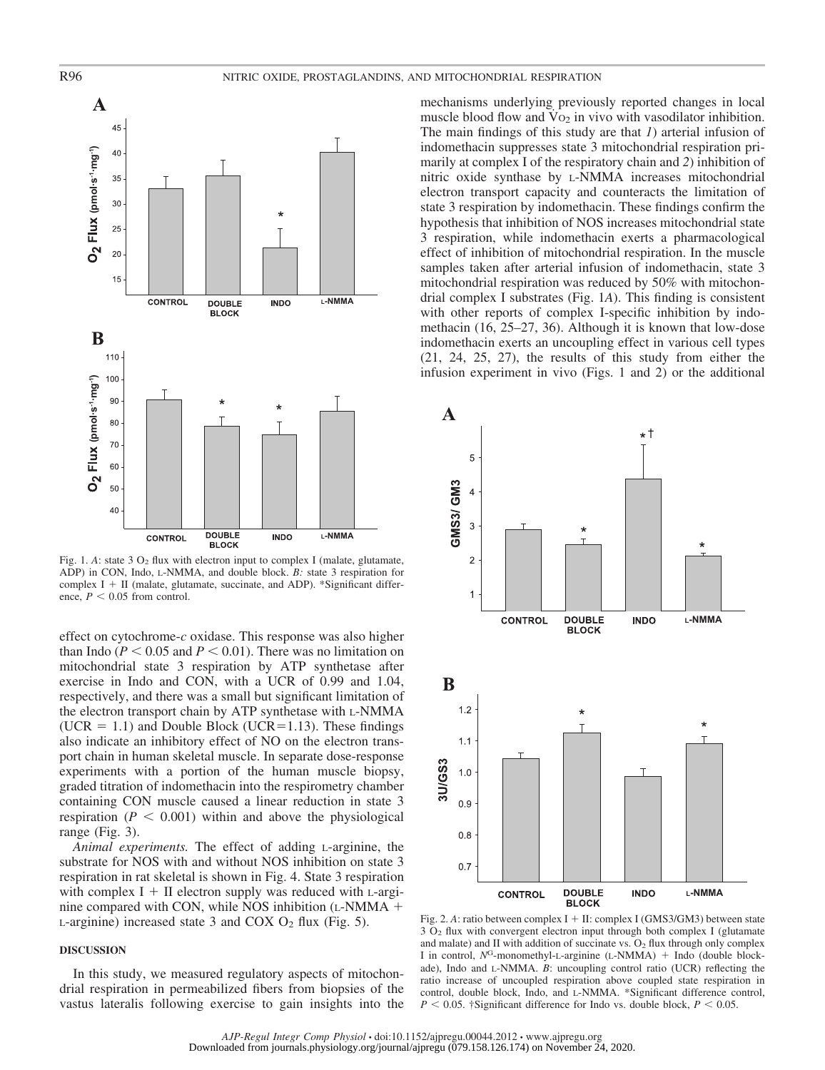Fig. 1. *A*: state 3 $O_2$ flux with electron input to complex I (malate, glutamate, ADP) in CON, Indo, L-NMMA, and double block. *B:* state 3 respiration for complex I + II (malate, glutamate, succinate, and ADP). *Significant difference, $P < 0.05$ from control.

effect on cytochrome-*c* oxidase. This response was also higher than Indo ($P < 0.05$ and $P < 0.01$). There was no limitation on mitochondrial state 3 respiration by ATP synthetase after exercise in Indo and CON, with a UCR of 0.99 and 1.04, respectively, and there was a small but significant limitation of the electron transport chain by ATP synthetase with L-NMMA (UCR = 1.1) and Double Block (UCR = 1.13). These findings also indicate an inhibitory effect of NO on the electron transport chain in human skeletal muscle. In separate dose-response experiments with a portion of the human muscle biopsy, graded titration of indomethacin into the respirometry chamber containing CON muscle caused a linear reduction in state 3 respiration ($P < 0.001$) within and above the physiological range (Fig. 3).

*Animal experiments.* The effect of adding L-arginine, the substrate for NOS with and without NOS inhibition on state 3 respiration in rat skeletal is shown in Fig. 4. State 3 respiration with complex I + II electron supply was reduced with L-arginine compared with CON, while NOS inhibition (L-NMMA + L-arginine) increased state 3 and COX $O_2$ flux (Fig. 5).

## DISCUSSION

In this study, we measured regulatory aspects of mitochondrial respiration in permeabilized fibers from biopsies of the vastus lateralis following exercise to gain insights into the mechanisms underlying previously reported changes in local muscle blood flow and $\dot{V}O_2$ in vivo with vasodilator inhibition. The main findings of this study are that *1*) arterial infusion of indomethacin suppresses state 3 mitochondrial respiration primarily at complex I of the respiratory chain and *2*) inhibition of nitric oxide synthase by L-NMMA increases mitochondrial electron transport capacity and counteracts the limitation of state 3 respiration by indomethacin. These findings confirm the hypothesis that inhibition of NOS increases mitochondrial state 3 respiration, while indomethacin exerts a pharmacological effect of inhibition of mitochondrial respiration. In the muscle samples taken after arterial infusion of indomethacin, state 3 mitochondrial respiration was reduced by 50% with mitochondrial complex I substrates (Fig. 1*A*). This finding is consistent with other reports of complex I-specific inhibition by indomethacin (16, 25–27, 36). Although it is known that low-dose indomethacin exerts an uncoupling effect in various cell types (21, 24, 25, 27), the results of this study from either the infusion experiment in vivo (Figs. 1 and 2) or the additional

Fig. 2. *A*: ratio between complex I + II: complex I (GMS3/GM3) between state 3 $O_2$ flux with convergent electron input through both complex I (glutamate and malate) and II with addition of succinate vs. $O_2$ flux through only complex I in control, $N^G$-monomethyl-L-arginine (L-NMMA) + Indo (double blockade), Indo and L-NMMA. *B*: uncoupling control ratio (UCR) reflecting the ratio increase of uncoupled respiration above coupled state respiration in control, double block, Indo, and L-NMMA. *Significant difference control, $P < 0.05$. †Significant difference for Indo vs. double block, $P < 0.05$.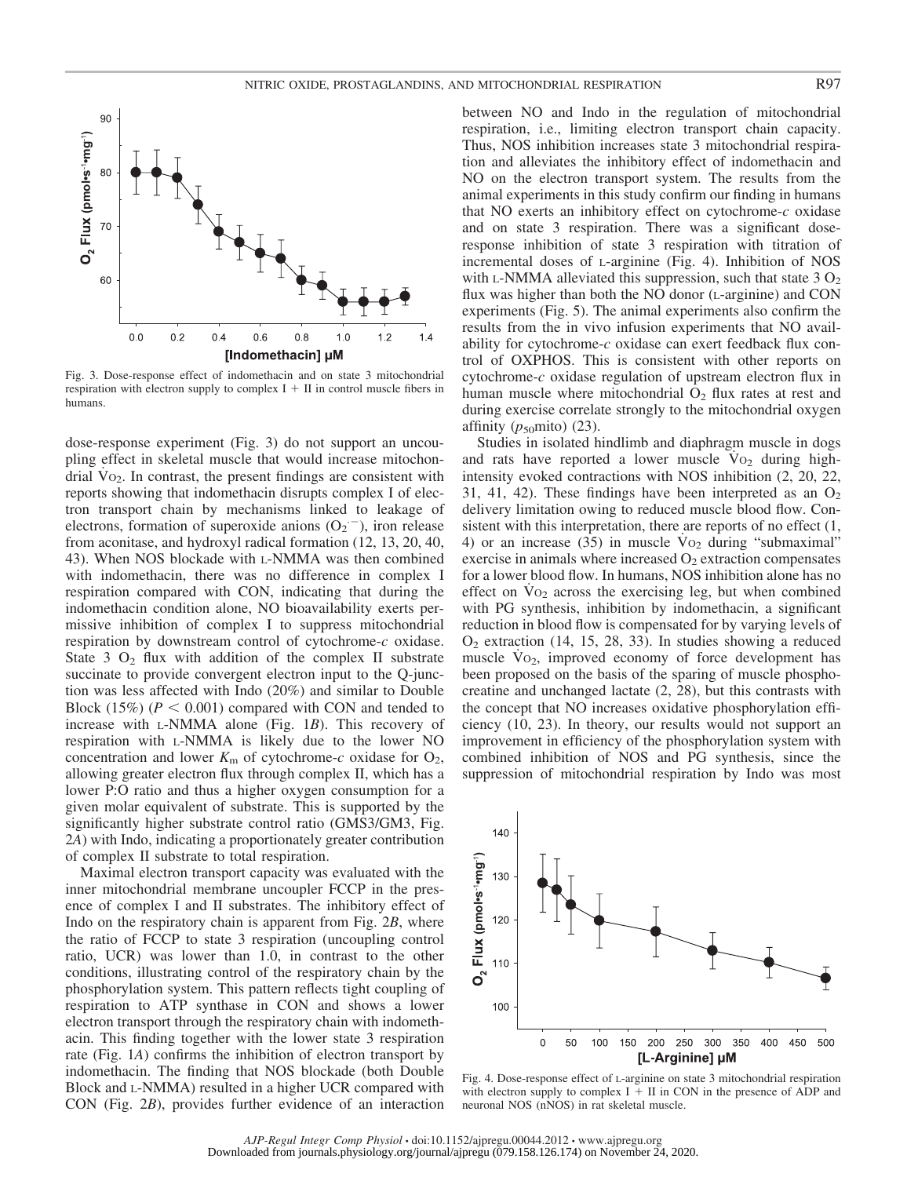Fig. 3. Dose-response effect of indomethacin and on state 3 mitochondrial respiration with electron supply to complex I + II in control muscle fibers in humans.

dose-response experiment (Fig. 3) do not support an uncoupling effect in skeletal muscle that would increase mitochondrial $\dot{V}O_2$. In contrast, the present findings are consistent with reports showing that indomethacin disrupts complex I of electron transport chain by mechanisms linked to leakage of electrons, formation of superoxide anions ($O_2^{\cdot -}$), iron release from aconitase, and hydroxyl radical formation (12, 13, 20, 40, 43). When NOS blockade with L-NMMA was then combined with indomethacin, there was no difference in complex I respiration compared with CON, indicating that during the indomethacin condition alone, NO bioavailability exerts permissive inhibition of complex I to suppress mitochondrial respiration by downstream control of cytochrome-*c* oxidase. State 3 $O_2$ flux with addition of the complex II substrate succinate to provide convergent electron input to the Q-junction was less affected with Indo (20%) and similar to Double Block (15%) ($P < 0.001$) compared with CON and tended to increase with L-NMMA alone (Fig. 1*B*). This recovery of respiration with L-NMMA is likely due to the lower NO concentration and lower $K_m$ of cytochrome-*c* oxidase for $O_2$, allowing greater electron flux through complex II, which has a lower P:O ratio and thus a higher oxygen consumption for a given molar equivalent of substrate. This is supported by the significantly higher substrate control ratio (GMS3/GM3, Fig. 2*A*) with Indo, indicating a proportionately greater contribution of complex II substrate to total respiration.

Maximal electron transport capacity was evaluated with the inner mitochondrial membrane uncoupler FCCP in the presence of complex I and II substrates. The inhibitory effect of Indo on the respiratory chain is apparent from Fig. 2*B*, where the ratio of FCCP to state 3 respiration (uncoupling control ratio, UCR) was lower than 1.0, in contrast to the other conditions, illustrating control of the respiratory chain by the phosphorylation system. This pattern reflects tight coupling of respiration to ATP synthase in CON and shows a lower electron transport through the respiratory chain with indomethacin. This finding together with the lower state 3 respiration rate (Fig. 1*A*) confirms the inhibition of electron transport by indomethacin. The finding that NOS blockade (both Double Block and L-NMMA) resulted in a higher UCR compared with CON (Fig. 2*B*), provides further evidence of an interaction between NO and Indo in the regulation of mitochondrial respiration, i.e., limiting electron transport chain capacity. Thus, NOS inhibition increases state 3 mitochondrial respiration and alleviates the inhibitory effect of indomethacin and NO on the electron transport system. The results from the animal experiments in this study confirm our finding in humans that NO exerts an inhibitory effect on cytochrome-*c* oxidase and on state 3 respiration. There was a significant dose-response inhibition of state 3 respiration with titration of incremental doses of L-arginine (Fig. 4). Inhibition of NOS with L-NMMA alleviated this suppression, such that state 3 $O_2$ flux was higher than both the NO donor (L-arginine) and CON experiments (Fig. 5). The animal experiments also confirm the results from the in vivo infusion experiments that NO availability for cytochrome-*c* oxidase can exert feedback flux control of OXPHOS. This is consistent with other reports on cytochrome-*c* oxidase regulation of upstream electron flux in human muscle where mitochondrial $O_2$ flux rates at rest and during exercise correlate strongly to the mitochondrial oxygen affinity ($p_{50}$mito) (23).

Studies in isolated hindlimb and diaphragm muscle in dogs and rats have reported a lower muscle $\dot{V}O_2$ during high-intensity evoked contractions with NOS inhibition (2, 20, 22, 31, 41, 42). These findings have been interpreted as an $O_2$ delivery limitation owing to reduced muscle blood flow. Consistent with this interpretation, there are reports of no effect (1, 4) or an increase (35) in muscle $\dot{V}O_2$ during "submaximal" exercise in animals where increased $O_2$ extraction compensates for a lower blood flow. In humans, NOS inhibition alone has no effect on $\dot{V}O_2$ across the exercising leg, but when combined with PG synthesis, inhibition by indomethacin, a significant reduction in blood flow is compensated for by varying levels of $O_2$ extraction (14, 15, 28, 33). In studies showing a reduced muscle $\dot{V}O_2$, improved economy of force development has been proposed on the basis of the sparing of muscle phosphocreatine and unchanged lactate (2, 28), but this contrasts with the concept that NO increases oxidative phosphorylation efficiency (10, 23). In theory, our results would not support an improvement in efficiency of the phosphorylation system with combined inhibition of NOS and PG synthesis, since the suppression of mitochondrial respiration by Indo was most

Fig. 4. Dose-response effect of L-arginine on state 3 mitochondrial respiration with electron supply to complex I + II in CON in the presence of ADP and neuronal NOS (nNOS) in rat skeletal muscle.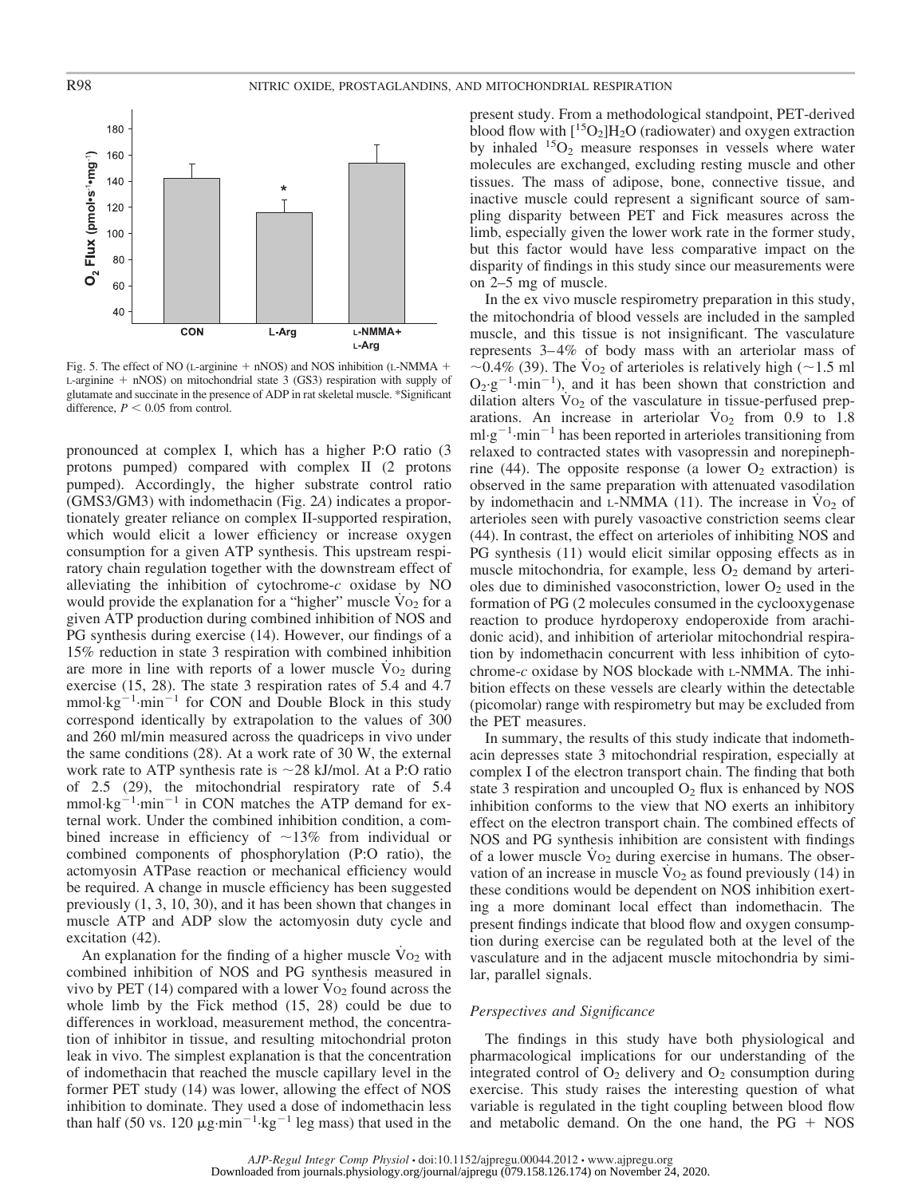Fig. 5. The effect of NO (L-arginine + nNOS) and NOS inhibition (L-NMMA + L-arginine + nNOS) on mitochondrial state 3 (GS3) respiration with supply of glutamate and succinate in the presence of ADP in rat skeletal muscle. *Significant difference, $P < 0.05$ from control.

pronounced at complex I, which has a higher P:O ratio (3 protons pumped) compared with complex II (2 protons pumped). Accordingly, the higher substrate control ratio (GMS3/GM3) with indomethacin (Fig. 2*A*) indicates a proportionately greater reliance on complex II-supported respiration, which would elicit a lower efficiency or increase oxygen consumption for a given ATP synthesis. This upstream respiratory chain regulation together with the downstream effect of alleviating the inhibition of cytochrome-*c* oxidase by NO would provide the explanation for a "higher" muscle $\dot{V}O_2$ for a given ATP production during combined inhibition of NOS and PG synthesis during exercise (14). However, our findings of a 15% reduction in state 3 respiration with combined inhibition are more in line with reports of a lower muscle $\dot{V}O_2$ during exercise (15, 28). The state 3 respiration rates of 5.4 and 4.7 $mmol \cdot kg^{-1} \cdot min^{-1}$ for CON and Double Block in this study correspond identically by extrapolation to the values of 300 and 260 ml/min measured across the quadriceps in vivo under the same conditions (28). At a work rate of 30 W, the external work rate to ATP synthesis rate is ~28 kJ/mol. At a P:O ratio of 2.5 (29), the mitochondrial respiratory rate of 5.4 $mmol \cdot kg^{-1} \cdot min^{-1}$ in CON matches the ATP demand for external work. Under the combined inhibition condition, a combined increase in efficiency of ~13% from individual or combined components of phosphorylation (P:O ratio), the actomyosin ATPase reaction or mechanical efficiency would be required. A change in muscle efficiency has been suggested previously (1, 3, 10, 30), and it has been shown that changes in muscle ATP and ADP slow the actomyosin duty cycle and excitation (42).

An explanation for the finding of a higher muscle $\dot{V}O_2$ with combined inhibition of NOS and PG synthesis measured in vivo by PET (14) compared with a lower $\dot{V}O_2$ found across the whole limb by the Fick method (15, 28) could be due to differences in workload, measurement method, the concentration of inhibitor in tissue, and resulting mitochondrial proton leak in vivo. The simplest explanation is that the concentration of indomethacin that reached the muscle capillary level in the former PET study (14) was lower, allowing the effect of NOS inhibition to dominate. They used a dose of indomethacin less than half (50 vs. 120 $\mu g \cdot min^{-1} \cdot kg^{-1}$ leg mass) that used in the present study. From a methodological standpoint, PET-derived blood flow with $[^{15}O_2]H_2O$ (radiowater) and oxygen extraction by inhaled $^{15}O_2$ measure responses in vessels where water molecules are exchanged, excluding resting muscle and other tissues. The mass of adipose, bone, connective tissue, and inactive muscle could represent a significant source of sampling disparity between PET and Fick measures across the limb, especially given the lower work rate in the former study, but this factor would have less comparative impact on the disparity of findings in this study since our measurements were on 2–5 mg of muscle.

In the ex vivo muscle respirometry preparation in this study, the mitochondria of blood vessels are included in the sampled muscle, and this tissue is not insignificant. The vasculature represents 3–4% of body mass with an arteriolar mass of ~0.4% (39). The $\dot{V}O_2$ of arterioles is relatively high (~1.5 ml $O_2 \cdot g^{-1} \cdot min^{-1}$), and it has been shown that constriction and dilation alters $\dot{V}O_2$ of the vasculature in tissue-perfused preparations. An increase in arteriolar $\dot{V}O_2$ from 0.9 to 1.8 $ml \cdot g^{-1} \cdot min^{-1}$ has been reported in arterioles transitioning from relaxed to contracted states with vasopressin and norepinephrine (44). The opposite response (a lower $O_2$ extraction) is observed in the same preparation with attenuated vasodilation by indomethacin and L-NMMA (11). The increase in $\dot{V}O_2$ of arterioles seen with purely vasoactive constriction seems clear (44). In contrast, the effect on arterioles of inhibiting NOS and PG synthesis (11) would elicit similar opposing effects as in muscle mitochondria, for example, less $O_2$ demand by arterioles due to diminished vasoconstriction, lower $O_2$ used in the formation of PG (2 molecules consumed in the cyclooxygenase reaction to produce hyrdoperoxy endoperoxide from arachidonic acid), and inhibition of arteriolar mitochondrial respiration by indomethacin concurrent with less inhibition of cytochrome-*c* oxidase by NOS blockade with L-NMMA. The inhibition effects on these vessels are clearly within the detectable (picomolar) range with respirometry but may be excluded from the PET measures.

In summary, the results of this study indicate that indomethacin depresses state 3 mitochondrial respiration, especially at complex I of the electron transport chain. The finding that both state 3 respiration and uncoupled $O_2$ flux is enhanced by NOS inhibition conforms to the view that NO exerts an inhibitory effect on the electron transport chain. The combined effects of NOS and PG synthesis inhibition are consistent with findings of a lower muscle $\dot{V}O_2$ during exercise in humans. The observation of an increase in muscle $\dot{V}O_2$ as found previously (14) in these conditions would be dependent on NOS inhibition exerting a more dominant local effect than indomethacin. The present findings indicate that blood flow and oxygen consumption during exercise can be regulated both at the level of the vasculature and in the adjacent muscle mitochondria by similar, parallel signals.

### *Perspectives and Significance*

The findings in this study have both physiological and pharmacological implications for our understanding of the integrated control of $O_2$ delivery and $O_2$ consumption during exercise. This study raises the interesting question of what variable is regulated in the tight coupling between blood flow and metabolic demand. On the one hand, the PG + NOS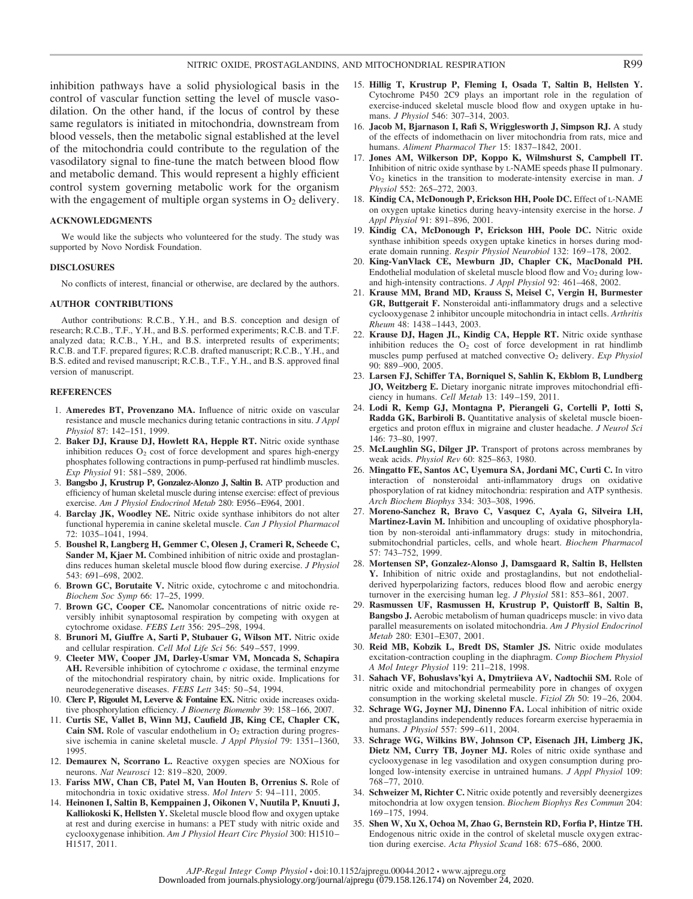inhibition pathways have a solid physiological basis in the control of vascular function setting the level of muscle vasodilation. On the other hand, if the locus of control by these same regulators is initiated in mitochondria, downstream from blood vessels, then the metabolic signal established at the level of the mitochondria could contribute to the regulation of the vasodilatory signal to fine-tune the match between blood flow and metabolic demand. This would represent a highly efficient control system governing metabolic work for the organism with the engagement of multiple organ systems in $O_2$ delivery.

## ACKNOWLEDGMENTS

We would like the subjects who volunteered for the study. The study was supported by Novo Nordisk Foundation.

## DISCLOSURES

No conflicts of interest, financial or otherwise, are declared by the authors.

## AUTHOR CONTRIBUTIONS

Author contributions: R.C.B., Y.H., and B.S. conception and design of research; R.C.B., T.F., Y.H., and B.S. performed experiments; R.C.B. and T.F. analyzed data; R.C.B., Y.H., and B.S. interpreted results of experiments; R.C.B. and T.F. prepared figures; R.C.B. drafted manuscript; R.C.B., Y.H., and B.S. edited and revised manuscript; R.C.B., T.F., Y.H., and B.S. approved final version of manuscript.

## REFERENCES

1. **Ameredes BT, Provenzano MA.** Influence of nitric oxide on vascular resistance and muscle mechanics during tetanic contractions in situ. *J Appl Physiol* 87: 142–151, 1999.
2. **Baker DJ, Krause DJ, Howlett RA, Hepple RT.** Nitric oxide synthase inhibition reduces $O_2$ cost of force development and spares high-energy phosphates following contractions in pump-perfused rat hindlimb muscles. *Exp Physiol* 91: 581–589, 2006.
3. **Bangsbo J, Krustrup P, Gonzalez-Alonzo J, Saltin B.** ATP production and efficiency of human skeletal muscle during intense exercise: effect of previous exercise. *Am J Physiol Endocrinol Metab* 280: E956–E964, 2001.
4. **Barclay JK, Woodley NE.** Nitric oxide synthase inhibitors do not alter functional hyperemia in canine skeletal muscle. *Can J Physiol Pharmacol* 72: 1035–1041, 1994.
5. **Boushel R, Langberg H, Gemmer C, Olesen J, Crameri R, Scheede C, Sander M, Kjaer M.** Combined inhibition of nitric oxide and prostaglandins reduces human skeletal muscle blood flow during exercise. *J Physiol* 543: 691–698, 2002.
6. **Brown GC, Borutaite V.** Nitric oxide, cytochrome c and mitochondria. *Biochem Soc Symp* 66: 17–25, 1999.
7. **Brown GC, Cooper CE.** Nanomolar concentrations of nitric oxide reversibly inhibit synaptosomal respiration by competing with oxygen at cytochrome oxidase. *FEBS Lett* 356: 295–298, 1994.
8. **Brunori M, Giuffre A, Sarti P, Stubauer G, Wilson MT.** Nitric oxide and cellular respiration. *Cell Mol Life Sci* 56: 549–557, 1999.
9. **Cleeter MW, Cooper JM, Darley-Usmar VM, Moncada S, Schapira AH.** Reversible inhibition of cytochrome *c* oxidase, the terminal enzyme of the mitochondrial respiratory chain, by nitric oxide. Implications for neurodegenerative diseases. *FEBS Lett* 345: 50–54, 1994.
10. **Clerc P, Rigoulet M, Leverve & Fontaine EX.** Nitric oxide increases oxidative phosphorylation efficiency. *J Bioenerg Biomembr* 39: 158–166, 2007.
11. **Curtis SE, Vallet B, Winn MJ, Caufield JB, King CE, Chapler CK, Cain SM.** Role of vascular endothelium in $O_2$ extraction during progressive ischemia in canine skeletal muscle. *J Appl Physiol* 79: 1351–1360, 1995.
12. **Demaurex N, Scorrano L.** Reactive oxygen species are NOXious for neurons. *Nat Neurosci* 12: 819–820, 2009.
13. **Fariss MW, Chan CB, Patel M, Van Houten B, Orrenius S.** Role of mitochondria in toxic oxidative stress. *Mol Interv* 5: 94–111, 2005.
14. **Heinonen I, Saltin B, Kemppainen J, Oikonen V, Nuutila P, Knuuti J, Kalliokoski K, Hellsten Y.** Skeletal muscle blood flow and oxygen uptake at rest and during exercise in humans: a PET study with nitric oxide and cyclooxygenase inhibition. *Am J Physiol Heart Circ Physiol* 300: H1510–H1517, 2011.
15. **Hillig T, Krustrup P, Fleming I, Osada T, Saltin B, Hellsten Y.** Cytochrome P450 2C9 plays an important role in the regulation of exercise-induced skeletal muscle blood flow and oxygen uptake in humans. *J Physiol* 546: 307–314, 2003.
16. **Jacob M, Bjarnason I, Rafi S, Wrigglesworth J, Simpson RJ.** A study of the effects of indomethacin on liver mitochondria from rats, mice and humans. *Aliment Pharmacol Ther* 15: 1837–1842, 2001.
17. **Jones AM, Wilkerson DP, Koppo K, Wilkmhurst S, Campbell IT.** Inhibition of nitric oxide synthase by L-NAME speeds phase II pulmonary. $\dot{V}O_2$ kinetics in the transition to moderate-intensity exercise in man. *J Physiol* 552: 265–272, 2003.
18. **Kindig CA, McDonough P, Erickson HH, Poole DC.** Effect of L-NAME on oxygen uptake kinetics during heavy-intensity exercise in the horse. *J Appl Physiol* 91: 891–896, 2001.
19. **Kindig CA, McDonough P, Erickson HH, Poole DC.** Nitric oxide synthase inhibition speeds oxygen uptake kinetics in horses during moderate domain running. *Respir Physiol Neurobiol* 132: 169–178, 2002.
20. **King-VanVlack CE, Mewburn JD, Chapler CK, MacDonald PH.** Endothelial modulation of skeletal muscle blood flow and $\dot{V}O_2$ during low- and high-intensity contractions. *J Appl Physiol* 92: 461–468, 2002.
21. **Krause MM, Brand MD, Krauss S, Meisel C, Vergin H, Burmester GR, Buttgerait F.** Nonsteroidal anti-inflammatory drugs and a selective cyclooxygenase 2 inhibitor uncouple mitochondria in intact cells. *Arthritis Rheum* 48: 1438–1443, 2003.
22. **Krause DJ, Hagen JL, Kindig CA, Hepple RT.** Nitric oxide synthase inhibition reduces the $O_2$ cost of force development in rat hindlimb muscles pump perfused at matched convective $O_2$ delivery. *Exp Physiol* 90: 889–900, 2005.
23. **Larsen FJ, Schiffer TA, Borniquel S, Sahlin K, Ekblom B, Lundberg JO, Weitzberg E.** Dietary inorganic nitrate improves mitochondrial efficiency in humans. *Cell Metab* 13: 149–159, 2011.
24. **Lodi R, Kemp GJ, Montagna P, Pierangeli G, Cortelli P, Iotti S, Radda GK, Barbiroli B.** Quantitative analysis of skeletal muscle bioenergetics and proton efflux in migraine and cluster headache. *J Neurol Sci* 146: 73–80, 1997.
25. **McLaughlin SG, Dilger JP.** Transport of protons across membranes by weak acids. *Physiol Rev* 60: 825–863, 1980.
26. **Mingatto FE, Santos AC, Uyemura SA, Jordani MC, Curti C.** In vitro interaction of nonsteroidal anti-inflammatory drugs on oxidative phosporylation of rat kidney mitochondria: respiration and ATP synthesis. *Arch Biochem Biophys* 334: 303–308, 1996.
27. **Moreno-Sanchez R, Bravo C, Vasquez C, Ayala G, Silveira LH, Martinez-Lavin M.** Inhibition and uncoupling of oxidative phosphorylation by non-steroidal anti-inflammatory drugs: study in mitochondria, submitochondrial particles, cells, and whole heart. *Biochem Pharmacol* 57: 743–752, 1999.
28. **Mortensen SP, Gonzalez-Alonso J, Damsgaard R, Saltin B, Hellsten Y.** Inhibition of nitric oxide and prostaglandins, but not endothelial-derived hyperpolarizing factors, reduces blood flow and aerobic energy turnover in the exercising human leg. *J Physiol* 581: 853–861, 2007.
29. **Rasmussen UF, Rasmussen H, Krustrup P, Quistorff B, Saltin B, Bangsbo J.** Aerobic metabolism of human quadriceps muscle: in vivo data parallel measurements on isolated mitochondria. *Am J Physiol Endocrinol Metab* 280: E301–E307, 2001.
30. **Reid MB, Kobzik L, Bredt DS, Stamler JS.** Nitric oxide modulates excitation-contraction coupling in the diaphragm. *Comp Biochem Physiol A Mol Integr Physiol* 119: 211–218, 1998.
31. **Sahach VF, Bohuslavs'kyi A, Dmytriieva AV, Nadtochii SM.** Role of nitric oxide and mitochondrial permeability pore in changes of oxygen consumption in the working skeletal muscle. *Fiziol Zh* 50: 19–26, 2004.
32. **Schrage WG, Joyner MJ, Dinenno FA.** Local inhibition of nitric oxide and prostaglandins independently reduces forearm exercise hyperaemia in humans. *J Physiol* 557: 599–611, 2004.
33. **Schrage WG, Wilkins BW, Johnson CP, Eisenach JH, Limberg JK, Dietz NM, Curry TB, Joyner MJ.** Roles of nitric oxide synthase and cyclooxygenase in leg vasodilation and oxygen consumption during prolonged low-intensity exercise in untrained humans. *J Appl Physiol* 109: 768–77, 2010.
34. **Schweizer M, Richter C.** Nitric oxide potently and reversibly deenergizes mitochondria at low oxygen tension. *Biochem Biophys Res Commun* 204: 169–175, 1994.
35. **Shen W, Xu X, Ochoa M, Zhao G, Bernstein RD, Forfia P, Hintze TH.** Endogenous nitric oxide in the control of skeletal muscle oxygen extraction during exercise. *Acta Physiol Scand* 168: 675–686, 2000.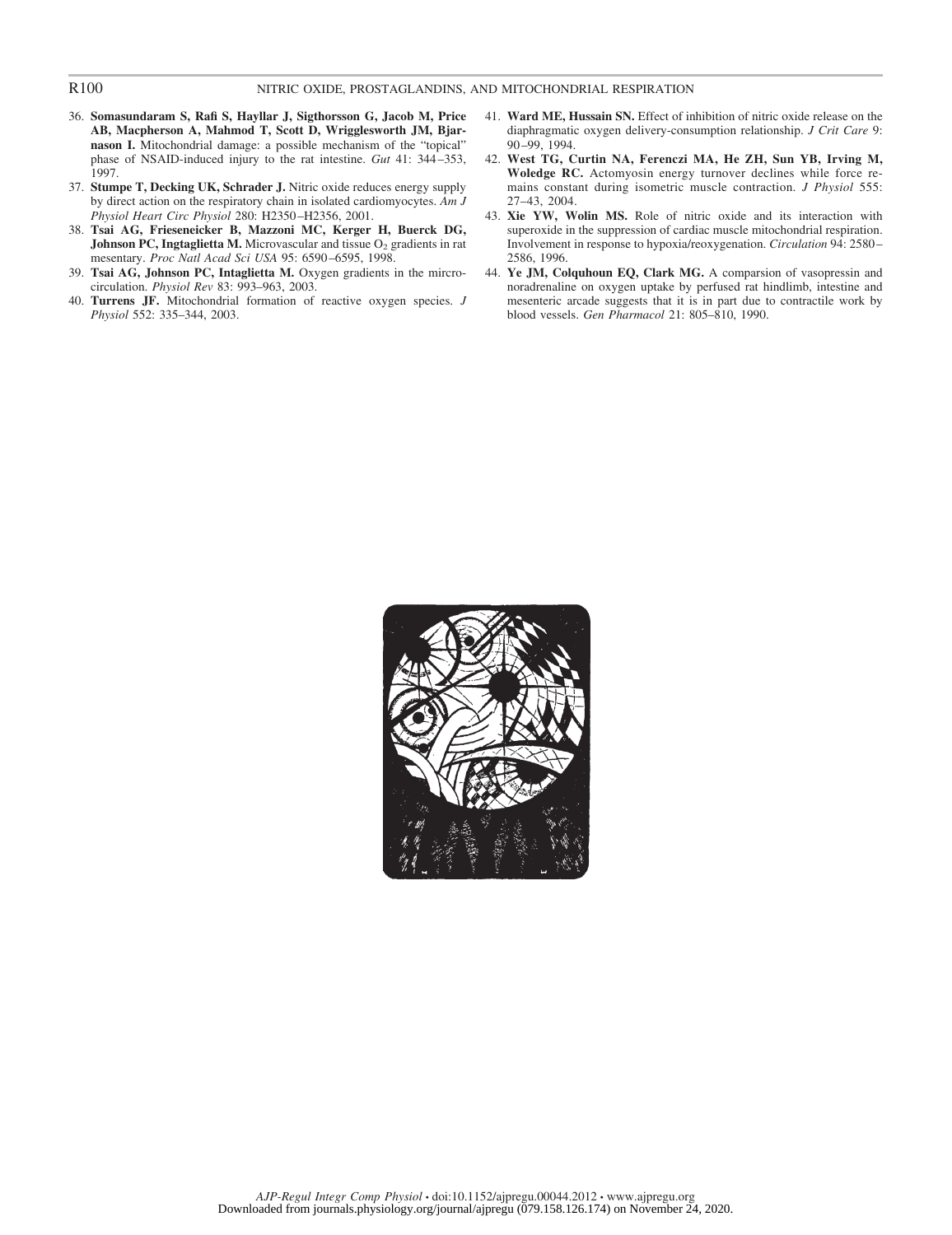36. **Somasundaram S, Rafi S, Hayllar J, Sigthorsson G, Jacob M, Price AB, Macpherson A, Mahmod T, Scott D, Wrigglesworth JM, Bjarnason I.** Mitochondrial damage: a possible mechanism of the "topical" phase of NSAID-induced injury to the rat intestine. *Gut* 41: 344–353, 1997.
37. **Stumpe T, Decking UK, Schrader J.** Nitric oxide reduces energy supply by direct action on the respiratory chain in isolated cardiomyocytes. *Am J Physiol Heart Circ Physiol* 280: H2350–H2356, 2001.
38. **Tsai AG, Friesenecker B, Mazzoni MC, Kerger H, Buerck DG, Johnson PC, Ingtaglietta M.** Microvascular and tissue $O_2$ gradients in rat mesentary. *Proc Natl Acad Sci USA* 95: 6590–6595, 1998.
39. **Tsai AG, Johnson PC, Intaglietta M.** Oxygen gradients in the mircrocirculation. *Physiol Rev* 83: 993–963, 2003.
40. **Turrens JF.** Mitochondrial formation of reactive oxygen species. *J Physiol* 552: 335–344, 2003.
41. **Ward ME, Hussain SN.** Effect of inhibition of nitric oxide release on the diaphragmatic oxygen delivery-consumption relationship. *J Crit Care* 9: 90–99, 1994.
42. **West TG, Curtin NA, Ferenczi MA, He ZH, Sun YB, Irving M, Woledge RC.** Actomyosin energy turnover declines while force remains constant during isometric muscle contraction. *J Physiol* 555: 27–43, 2004.
43. **Xie YW, Wolin MS.** Role of nitric oxide and its interaction with superoxide in the suppression of cardiac muscle mitochondrial respiration. Involvement in response to hypoxia/reoxygenation. *Circulation* 94: 2580–2586, 1996.
44. **Ye JM, Colquhoun EQ, Clark MG.** A comparsion of vasopressin and noradrenaline on oxygen uptake by perfused rat hindlimb, intestine and mesenteric arcade suggests that it is in part due to contractile work by blood vessels. *Gen Pharmacol* 21: 805–810, 1990.